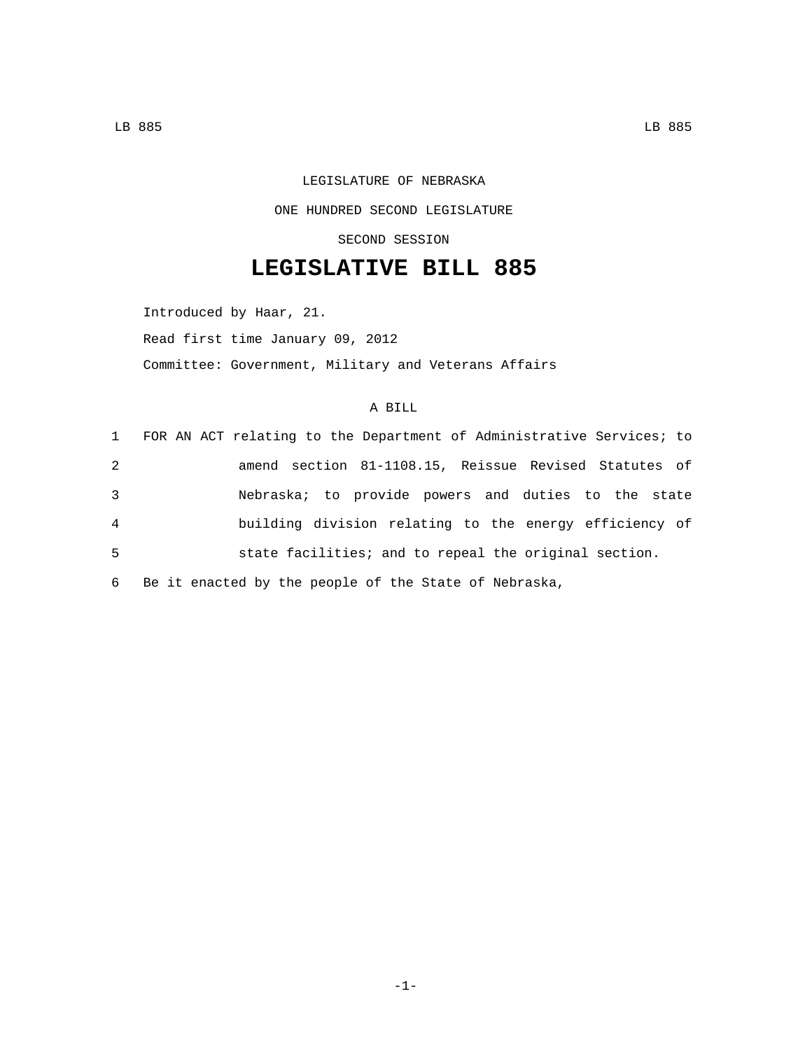LEGISLATURE OF NEBRASKA

ONE HUNDRED SECOND LEGISLATURE

SECOND SESSION

# LEGISLATIVE BILL 885

Introduced by Haar, 21.

Read first time January 09, 2012

Committee: Government, Military and Veterans Affairs

A BILL

1 FOR AN ACT relating to the Department of Administrative Services; to
2 amend section 81-1108.15, Reissue Revised Statutes of
3 Nebraska; to provide powers and duties to the state
4 building division relating to the energy efficiency of
5 state facilities; and to repeal the original section.
6 Be it enacted by the people of the State of Nebraska,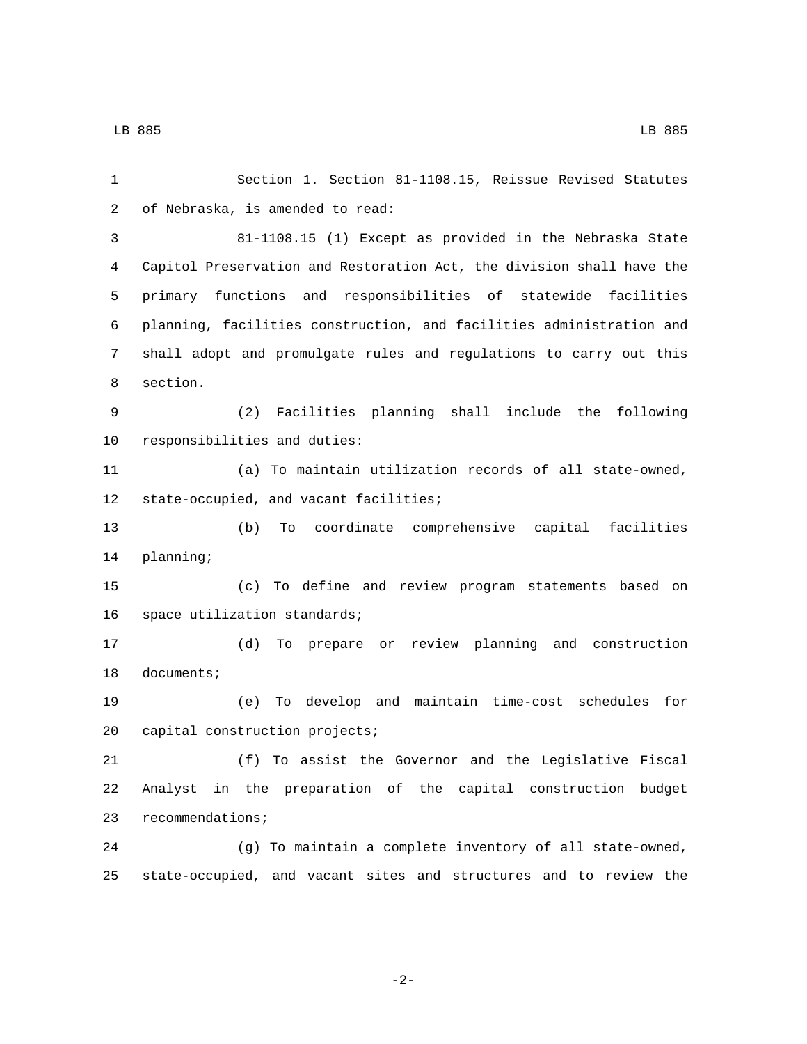Section 1. Section 81-1108.15, Reissue Revised Statutes of Nebraska, is amended to read:

81-1108.15 (1) Except as provided in the Nebraska State Capitol Preservation and Restoration Act, the division shall have the primary functions and responsibilities of statewide facilities planning, facilities construction, and facilities administration and shall adopt and promulgate rules and regulations to carry out this section.

(2) Facilities planning shall include the following responsibilities and duties:

(a) To maintain utilization records of all state-owned, state-occupied, and vacant facilities;

(b) To coordinate comprehensive capital facilities planning;

(c) To define and review program statements based on space utilization standards;

(d) To prepare or review planning and construction documents;

(e) To develop and maintain time-cost schedules for capital construction projects;

(f) To assist the Governor and the Legislative Fiscal Analyst in the preparation of the capital construction budget recommendations;

(g) To maintain a complete inventory of all state-owned, state-occupied, and vacant sites and structures and to review the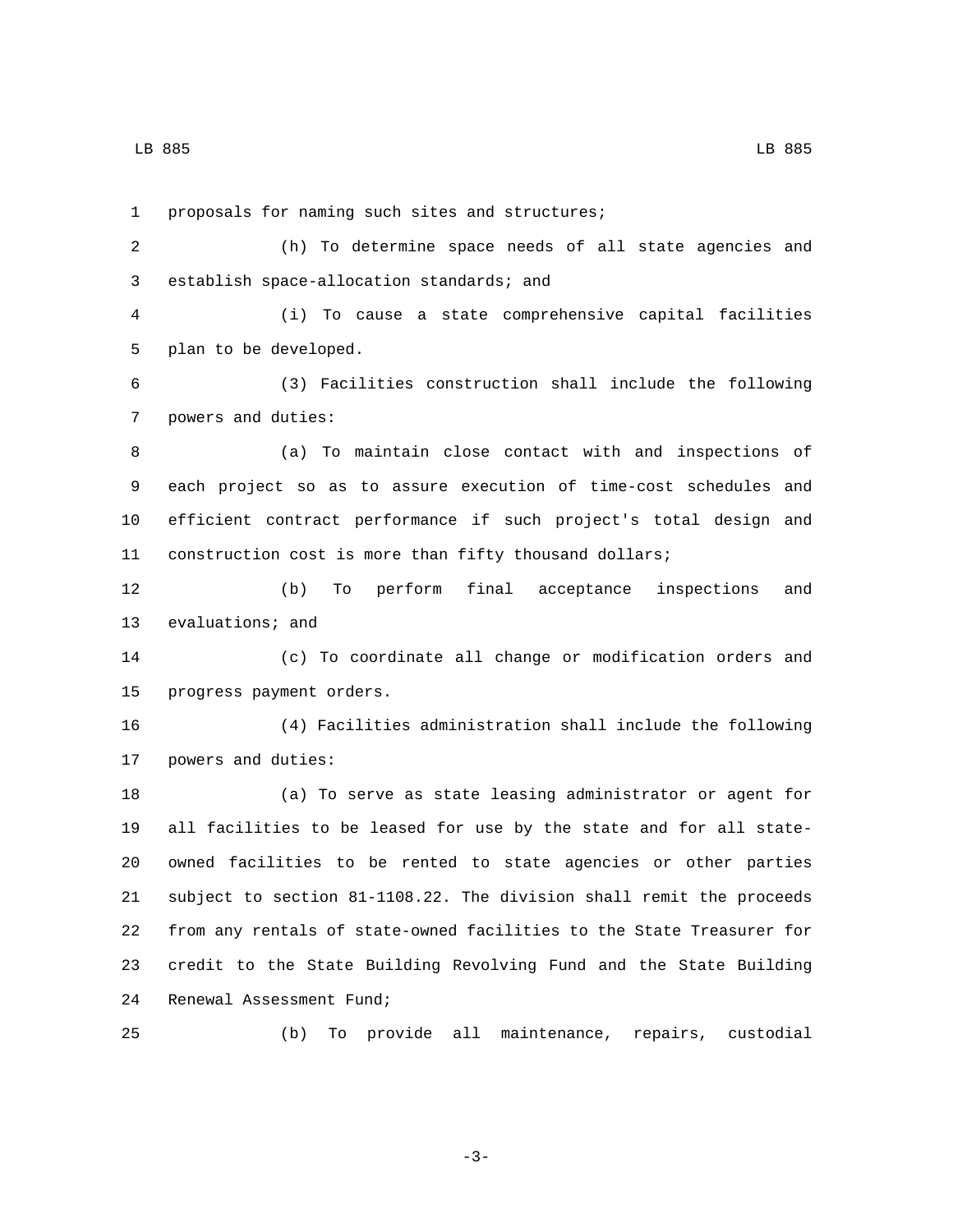proposals for naming such sites and structures;

(h) To determine space needs of all state agencies and establish space-allocation standards; and

(i) To cause a state comprehensive capital facilities plan to be developed.

(3) Facilities construction shall include the following powers and duties:

(a) To maintain close contact with and inspections of each project so as to assure execution of time-cost schedules and efficient contract performance if such project's total design and construction cost is more than fifty thousand dollars;

(b) To perform final acceptance inspections and evaluations; and

(c) To coordinate all change or modification orders and progress payment orders.

(4) Facilities administration shall include the following powers and duties:

(a) To serve as state leasing administrator or agent for all facilities to be leased for use by the state and for all state-owned facilities to be rented to state agencies or other parties subject to section 81-1108.22. The division shall remit the proceeds from any rentals of state-owned facilities to the State Treasurer for credit to the State Building Revolving Fund and the State Building Renewal Assessment Fund;

(b) To provide all maintenance, repairs, custodial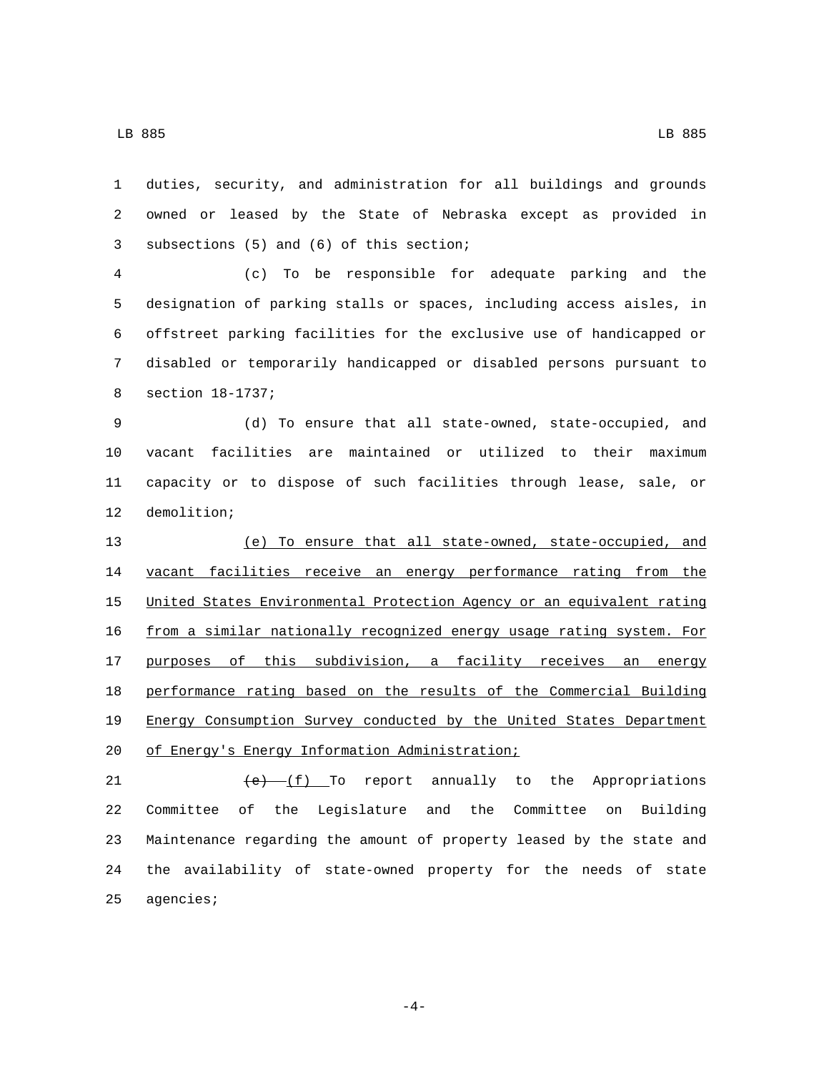duties, security, and administration for all buildings and grounds owned or leased by the State of Nebraska except as provided in subsections (5) and (6) of this section;

(c) To be responsible for adequate parking and the designation of parking stalls or spaces, including access aisles, in offstreet parking facilities for the exclusive use of handicapped or disabled or temporarily handicapped or disabled persons pursuant to section 18-1737;

(d) To ensure that all state-owned, state-occupied, and vacant facilities are maintained or utilized to their maximum capacity or to dispose of such facilities through lease, sale, or demolition;

<u>(e) To ensure that all state-owned, state-occupied, and vacant facilities receive an energy performance rating from the United States Environmental Protection Agency or an equivalent rating from a similar nationally recognized energy usage rating system. For purposes of this subdivision, a facility receives an energy performance rating based on the results of the Commercial Building Energy Consumption Survey conducted by the United States Department of Energy's Energy Information Administration;</u>

~~(e)~~ <u>(f)</u> To report annually to the Appropriations Committee of the Legislature and the Committee on Building Maintenance regarding the amount of property leased by the state and the availability of state-owned property for the needs of state agencies;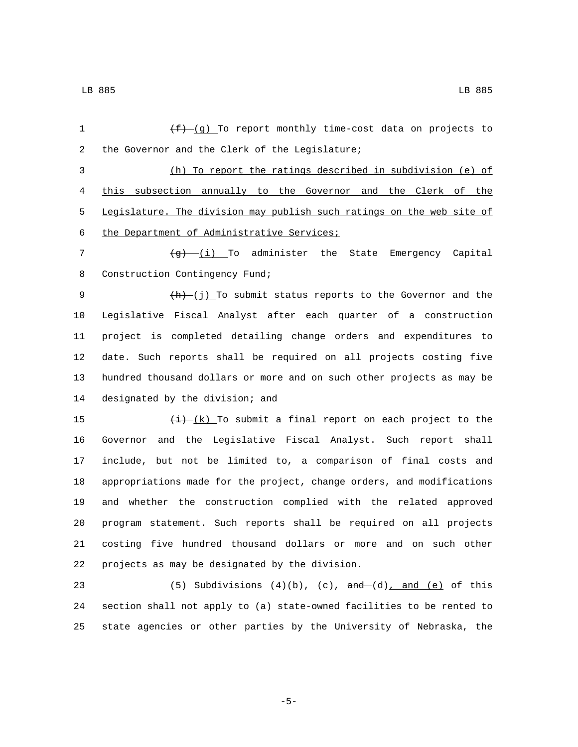~~(f)~~ (g) To report monthly time-cost data on projects to the Governor and the Clerk of the Legislature;

(h) To report the ratings described in subdivision (e) of this subsection annually to the Governor and the Clerk of the Legislature. The division may publish such ratings on the web site of the Department of Administrative Services;

~~(g)~~ (i) To administer the State Emergency Capital Construction Contingency Fund;

~~(h)~~ (j) To submit status reports to the Governor and the Legislative Fiscal Analyst after each quarter of a construction project is completed detailing change orders and expenditures to date. Such reports shall be required on all projects costing five hundred thousand dollars or more and on such other projects as may be designated by the division; and

~~(i)~~ (k) To submit a final report on each project to the Governor and the Legislative Fiscal Analyst. Such report shall include, but not be limited to, a comparison of final costs and appropriations made for the project, change orders, and modifications and whether the construction complied with the related approved program statement. Such reports shall be required on all projects costing five hundred thousand dollars or more and on such other projects as may be designated by the division.

(5) Subdivisions (4)(b), (c), ~~and~~ (d), and (e) of this section shall not apply to (a) state-owned facilities to be rented to state agencies or other parties by the University of Nebraska, the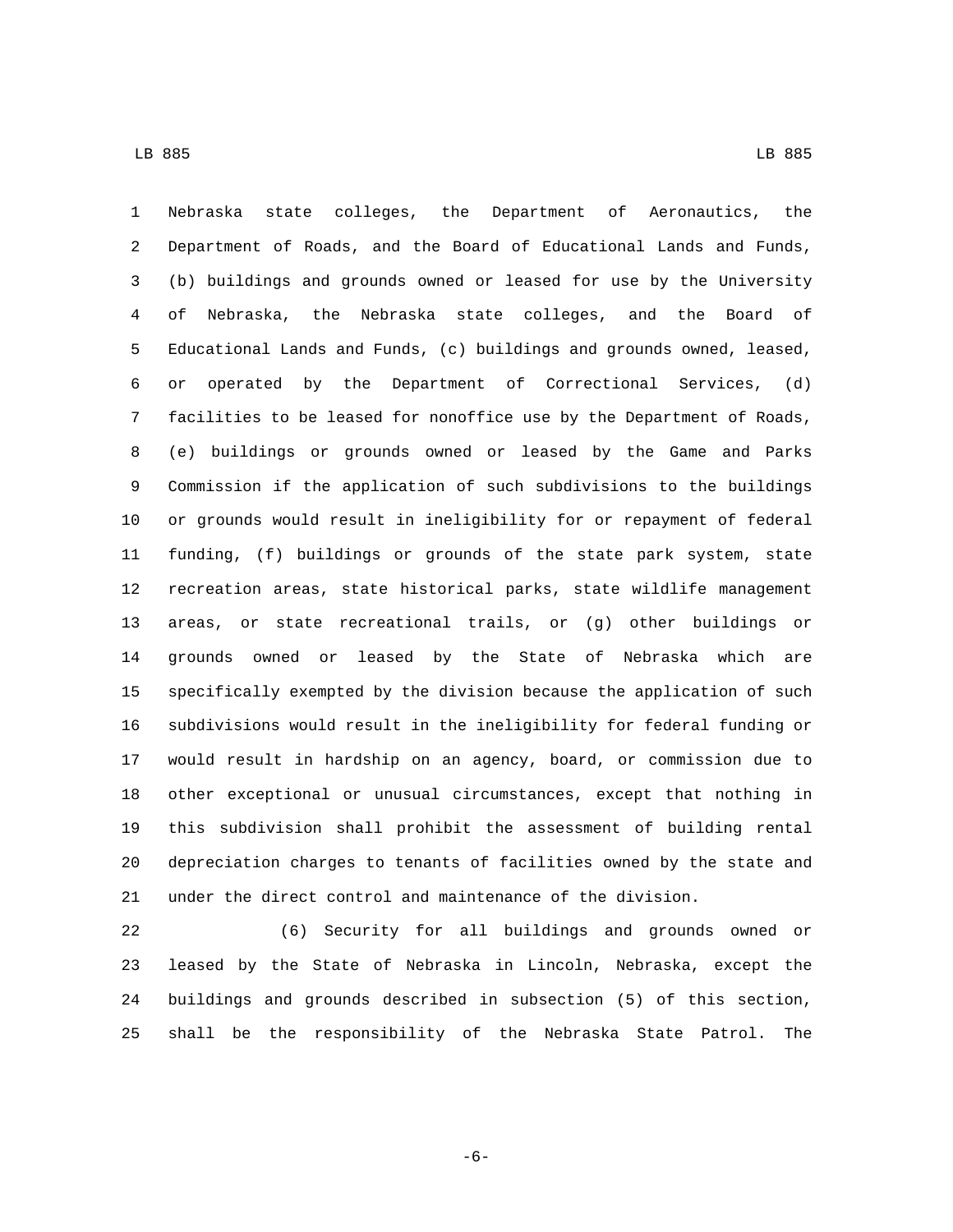Nebraska state colleges, the Department of Aeronautics, the Department of Roads, and the Board of Educational Lands and Funds, (b) buildings and grounds owned or leased for use by the University of Nebraska, the Nebraska state colleges, and the Board of Educational Lands and Funds, (c) buildings and grounds owned, leased, or operated by the Department of Correctional Services, (d) facilities to be leased for nonoffice use by the Department of Roads, (e) buildings or grounds owned or leased by the Game and Parks Commission if the application of such subdivisions to the buildings or grounds would result in ineligibility for or repayment of federal funding, (f) buildings or grounds of the state park system, state recreation areas, state historical parks, state wildlife management areas, or state recreational trails, or (g) other buildings or grounds owned or leased by the State of Nebraska which are specifically exempted by the division because the application of such subdivisions would result in the ineligibility for federal funding or would result in hardship on an agency, board, or commission due to other exceptional or unusual circumstances, except that nothing in this subdivision shall prohibit the assessment of building rental depreciation charges to tenants of facilities owned by the state and under the direct control and maintenance of the division.

(6) Security for all buildings and grounds owned or leased by the State of Nebraska in Lincoln, Nebraska, except the buildings and grounds described in subsection (5) of this section, shall be the responsibility of the Nebraska State Patrol. The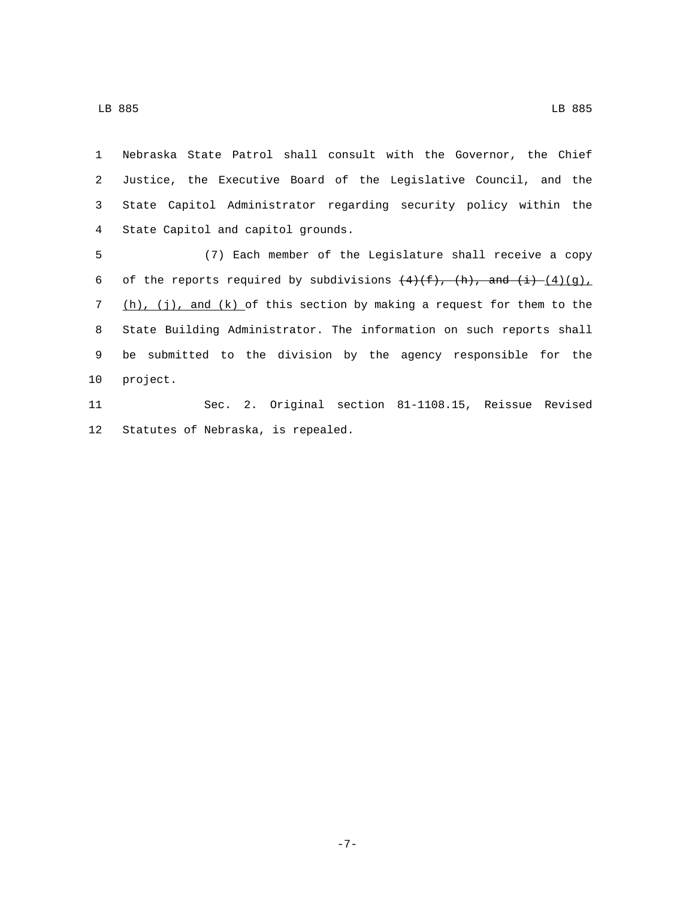Nebraska State Patrol shall consult with the Governor, the Chief Justice, the Executive Board of the Legislative Council, and the State Capitol Administrator regarding security policy within the State Capitol and capitol grounds.

(7) Each member of the Legislature shall receive a copy of the reports required by subdivisions ~~(4)(f), (h), and (i)~~ (4)(g), (h), (j), and (k) of this section by making a request for them to the State Building Administrator. The information on such reports shall be submitted to the division by the agency responsible for the project.

Sec. 2. Original section 81-1108.15, Reissue Revised Statutes of Nebraska, is repealed.